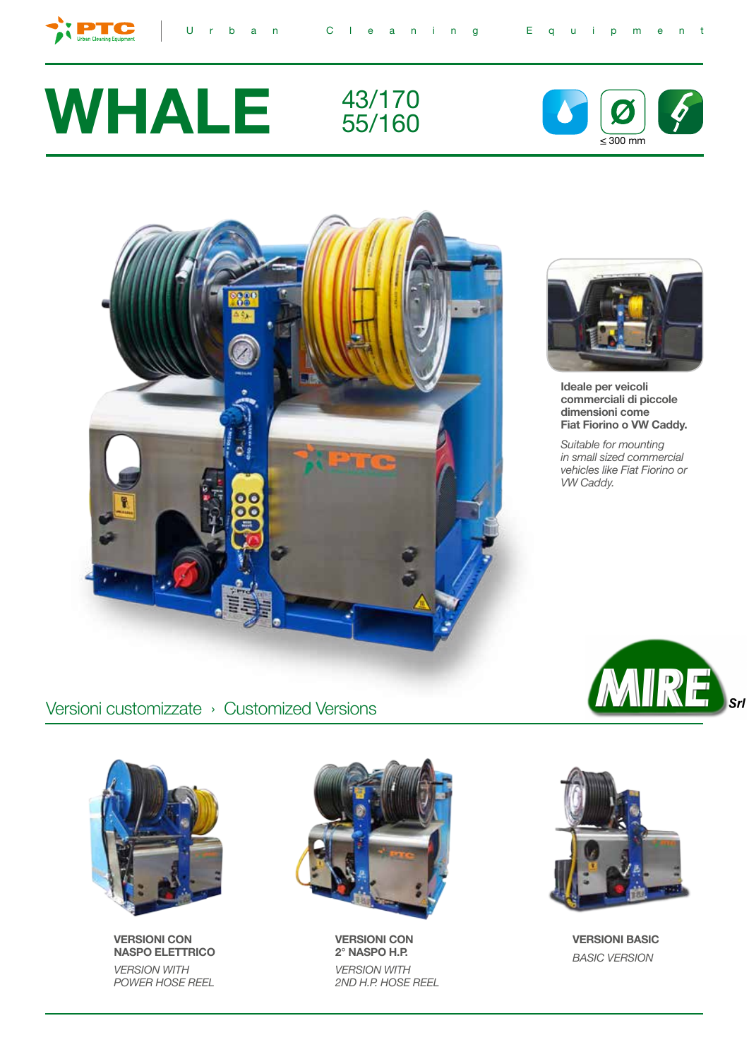PTC Urban Cleaning Equipment

# WHALE

43/170
55/160

≤ 300 mm

**Ideale per veicoli commerciali di piccole dimensioni come Fiat Fiorino o VW Caddy.**

*Suitable for mounting in small sized commercial vehicles like Fiat Fiorino or VW Caddy.*

MIRE Srl

## Versioni customizzate › Customized Versions

**VERSIONI CON NASPO ELETTRICO**

*VERSION WITH POWER HOSE REEL*

**VERSIONI CON 2° NASPO H.P.**

*VERSION WITH 2ND H.P. HOSE REEL*

**VERSIONI BASIC**

*BASIC VERSION*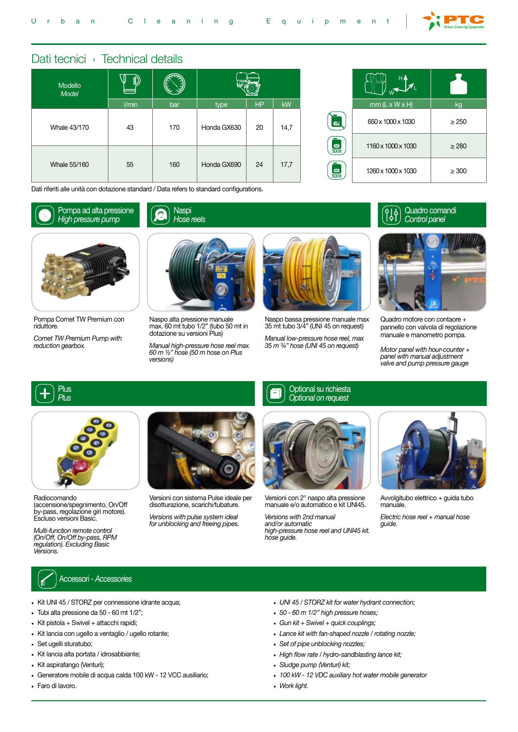## Dati tecnici › Technical details

| Modello *Model* | l/min | bar | type | HP | kW |
|---|---|---|---|---|---|
| Whale 43/170 | 43 | 170 | Honda GX630 | 20 | 14,7 |
| Whale 55/160 | 55 | 160 | Honda GX690 | 24 | 17,7 |

| | mm (L x W x H) | kg |
|---|---|---|
| | 650 x 1000 x 1030 | ≥ 250 |
| 300lt | 1160 x 1000 x 1030 | ≥ 280 |
| 500lt | 1260 x 1000 x 1030 | ≥ 300 |

Dati riferiti alle unità con dotazione standard / Data refers to standard configurations.

### Pompa ad alta pressione *High pressure pump*

Pompa Comet TW Premium con riduttore.

*Comet TW Premium Pump with reduction gearbox.*

### Naspi *Hose reels*

Naspo alta pressione manuale max. 60 mt tubo 1/2" (tubo 50 mt in dotazione su versioni Plus)

*Manual high-pressure hose reel max. 60 m ½" hose (50 m hose on Plus versions)*

Naspo bassa pressione manuale max 35 mt tubo 3/4" (UNI 45 on request)

*Manual low-pressure hose reel, max 35 m ¾" hose (UNI 45 on request)*

### Quadro comandi *Control panel*

Quadro motore con contaore + pannello con valvola di regolazione manuale e manometro pompa.

*Motor panel with hour-counter + panel with manual adjustment valve and pump pressure gauge*

### Plus *Plus*

Radiocomando (accensione/spegnimento, On/Off by-pass, regolazione giri motore). Escluso versioni Basic.

*Multi-function remote control (On/Off, On/Off by-pass, RPM regulation). Excluding Basic Versions.*

Versioni con sistema Pulse ideale per disotturazione, scarichi/tubature.

*Versions with pulse system ideal for unblocking and freeing pipes.*

### Optional su richiesta *Optional on request*

Versioni con 2° naspo alta pressione manuale e/o automatico e kit UNI45.

*Versions with 2nd manual and/or automatic high-pressure hose reel and UNI45 kit. hose guide.*

Avvolgitubo elettrico + guida tubo manuale.

*Electric hose reel + manual hose guide.*

### Accessori - *Accessories*

- Kit UNI 45 / STORZ per connessione idrante acqua;
- Tubi alta pressione da 50 - 60 mt 1/2";
- Kit pistola + Swivel + attacchi rapidi;
- Kit lancia con ugello a ventaglio / ugello rotante;
- Set ugelli sturatubo;
- Kit lancia alta portata / idrosabbiante;
- Kit aspirafango (Venturi);
- Generatore mobile di acqua calda 100 kW - 12 VCC ausiliario;
- Faro di lavoro.

- *UNI 45 / STORZ kit for water hydrant connection;*
- *50 - 60 m 1/2" high pressure hoses;*
- *Gun kit + Swivel + quick couplings;*
- *Lance kit with fan-shaped nozzle / rotating nozzle;*
- *Set of pipe unblocking nozzles;*
- *High flow rate / hydro-sandblasting lance kit;*
- *Sludge pump (Venturi) kit;*
- *100 kW - 12 VDC auxiliary hot water mobile generator*
- *Work light.*